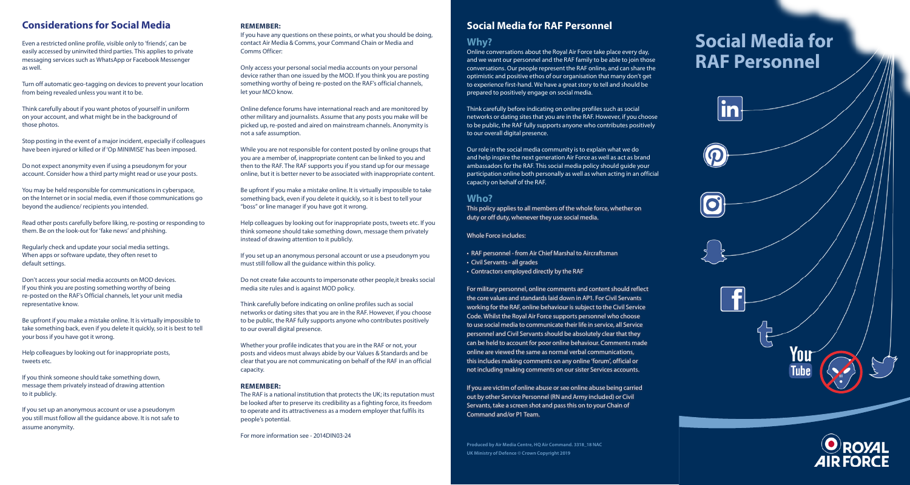## Considerations for Social Media

Even a restricted online profile, visible only to 'friends', can be easily accessed by uninvited third parties. This applies to private messaging services such as WhatsApp or Facebook Messenger as well.

Turn off automatic geo-tagging on devices to prevent your location from being revealed unless you want it to be.

Think carefully about if you want photos of yourself in uniform on your account, and what might be in the background of those photos.

Stop posting in the event of a major incident, especially if colleagues have been injured or killed or if 'Op MINIMISE' has been imposed.

Do not expect anonymity even if using a pseudonym for your account. Consider how a third party might read or use your posts.

You may be held responsible for communications in cyberspace, on the Internet or in social media, even if those communications go beyond the audience/ recipients you intended.

Read other posts carefully before liking, re-posting or responding to them. Be on the look-out for 'fake news' and phishing.

Regularly check and update your social media settings. When apps or software update, they often reset to default settings.

Don't access your social media accounts on MOD devices. If you think you are posting something worthy of being re-posted on the RAF's Official channels, let your unit media representative know.

Be upfront if you make a mistake online. It is virtually impossible to take something back, even if you delete it quickly, so it is best to tell your boss if you have got it wrong.

Help colleagues by looking out for inappropriate posts, tweets etc.

If you think someone should take something down, message them privately instead of drawing attention to it publicly.

If you set up an anonymous account or use a pseudonym you still must follow all the guidance above. It is not safe to assume anonymity.

**REMEMBER:**

If you have any questions on these points, or what you should be doing, contact Air Media & Comms, your Command Chain or Media and Comms Officer:

Only access your personal social media accounts on your personal device rather than one issued by the MOD. If you think you are posting something worthy of being re-posted on the RAF's official channels, let your MCO know.

Online defence forums have international reach and are monitored by other military and journalists. Assume that any posts you make will be picked up, re-posted and aired on mainstream channels. Anonymity is not a safe assumption.

While you are not responsible for content posted by online groups that you are a member of, inappropriate content can be linked to you and then to the RAF. The RAF supports you if you stand up for our message online, but it is better never to be associated with inappropriate content.

Be upfront if you make a mistake online. It is virtually impossible to take something back, even if you delete it quickly, so it is best to tell your "boss" or line manager if you have got it wrong.

Help colleagues by looking out for inappropriate posts, tweets etc. If you think someone should take something down, message them privately instead of drawing attention to it publicly.

If you set up an anonymous personal account or use a pseudonym you must still follow all the guidance within this policy.

Do not create fake accounts to impersonate other people,it breaks social media site rules and is against MOD policy.

Think carefully before indicating on online profiles such as social networks or dating sites that you are in the RAF. However, if you choose to be public, the RAF fully supports anyone who contributes positively to our overall digital presence.

Whether your profile indicates that you are in the RAF or not, your posts and videos must always abide by our Values & Standards and be clear that you are not communicating on behalf of the RAF in an official capacity.

**REMEMBER:**

The RAF is a national institution that protects the UK; its reputation must be looked after to preserve its credibility as a fighting force, its freedom to operate and its attractiveness as a modern employer that fulfils its people's potential.

For more information see - 2014DIN03-24

## Social Media for RAF Personnel

### Why?

Online conversations about the Royal Air Force take place every day, and we want our personnel and the RAF family to be able to join those conversations. Our people represent the RAF online, and can share the optimistic and positive ethos of our organisation that many don't get to experience first-hand. We have a great story to tell and should be prepared to positively engage on social media.

Think carefully before indicating on online profiles such as social networks or dating sites that you are in the RAF. However, if you choose to be public, the RAF fully supports anyone who contributes positively to our overall digital presence.

Our role in the social media community is to explain what we do and help inspire the next generation Air Force as well as act as brand ambassadors for the RAF. This social media policy should guide your participation online both personally as well as when acting in an official capacity on behalf of the RAF.

### Who?

This policy applies to all members of the whole force, whether on duty or off duty, whenever they use social media.

Whole Force includes:

- RAF personnel - from Air Chief Marshal to Aircraftsman
- Civil Servants - all grades
- Contractors employed directly by the RAF

For military personnel, online comments and content should reflect the core values and standards laid down in AP1. For Civil Servants working for the RAF, online behaviour is subject to the Civil Service Code. Whilst the Royal Air Force supports personnel who choose to use social media to communicate their life in service, all Service personnel and Civil Servants should be absolutely clear that they can be held to account for poor online behaviour. Comments made online are viewed the same as normal verbal communications, this includes making comments on any online 'forum', official or not including making comments on our sister Services accounts.

If you are victim of online abuse or see online abuse being carried out by other Service Personnel (RN and Army included) or Civil Servants, take a screen shot and pass this on to your Chain of Command and/or P1 Team.

**Produced by Air Media Centre, HQ Air Command. 3318_18 NAC**
**UK Ministry of Defence © Crown Copyright 2019**

# Social Media for RAF Personnel

ROYAL AIR FORCE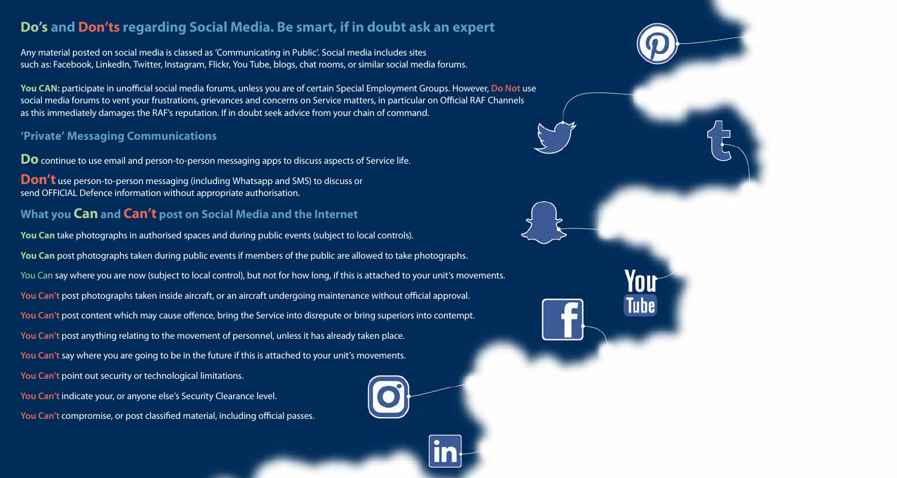## Do's and Don'ts regarding Social Media. Be smart, if in doubt ask an expert

Any material posted on social media is classed as 'Communicating in Public'. Social media includes sites such as: Facebook, LinkedIn, Twitter, Instagram, Flickr, You Tube, blogs, chat rooms, or similar social media forums.

**You CAN:** participate in unofficial social media forums, unless you are of certain Special Employment Groups. However, **Do Not** use social media forums to vent your frustrations, grievances and concerns on Service matters, in particular on Official RAF Channels as this immediately damages the RAF's reputation. If in doubt seek advice from your chain of command.

### 'Private' Messaging Communications

**Do** continue to use email and person-to-person messaging apps to discuss aspects of Service life.

**Don't** use person-to-person messaging (including Whatsapp and SMS) to discuss or send OFFICIAL Defence information without appropriate authorisation.

### What you Can and Can't post on Social Media and the Internet

**You Can** take photographs in authorised spaces and during public events (subject to local controls).

**You Can** post photographs taken during public events if members of the public are allowed to take photographs.

You Can say where you are now (subject to local control), but not for how long, if this is attached to your unit's movements.

**You Can't** post photographs taken inside aircraft, or an aircraft undergoing maintenance without official approval.

**You Can't** post content which may cause offence, bring the Service into disrepute or bring superiors into contempt.

**You Can't** post anything relating to the movement of personnel, unless it has already taken place.

**You Can't** say where you are going to be in the future if this is attached to your unit's movements.

**You Can't** point out security or technological limitations.

**You Can't** indicate your, or anyone else's Security Clearance level.

**You Can't** compromise, or post classified material, including official passes.